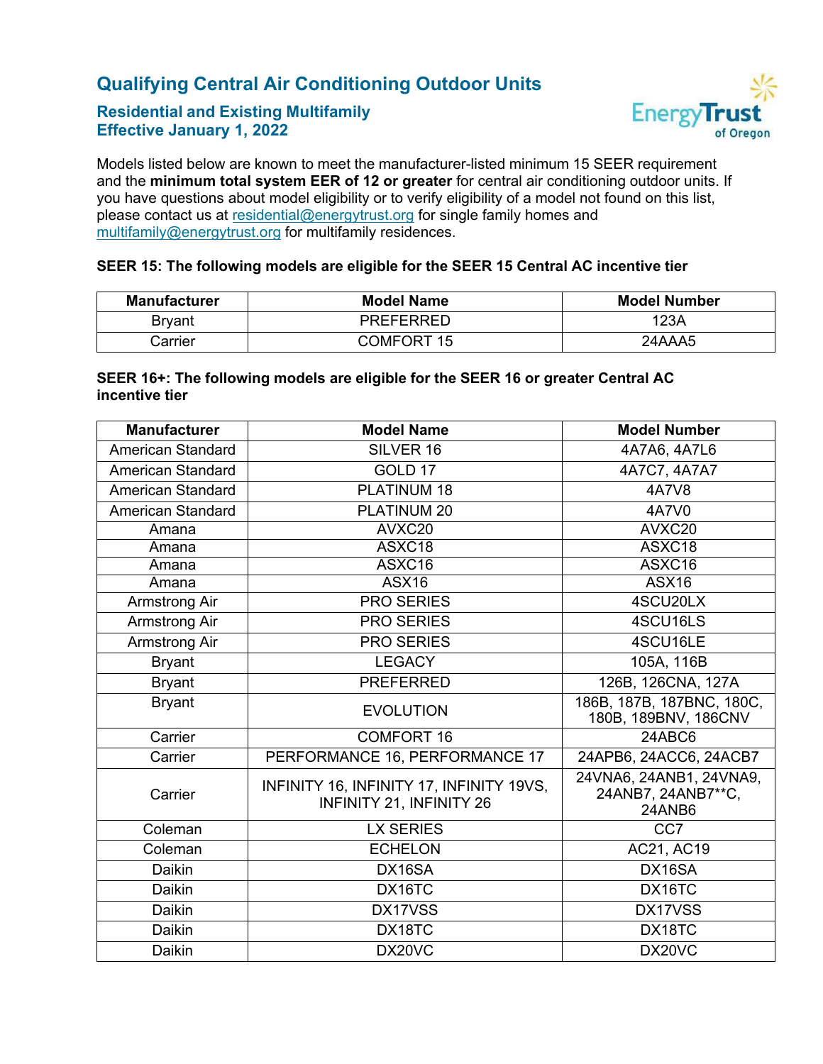# Qualifying Central Air Conditioning Outdoor Units

## Residential and Existing Multifamily
## Effective January 1, 2022

Models listed below are known to meet the manufacturer-listed minimum 15 SEER requirement and the **minimum total system EER of 12 or greater** for central air conditioning outdoor units. If you have questions about model eligibility or to verify eligibility of a model not found on this list, please contact us at residential@energytrust.org for single family homes and multifamily@energytrust.org for multifamily residences.

**SEER 15: The following models are eligible for the SEER 15 Central AC incentive tier**

| Manufacturer | Model Name | Model Number |
|---|---|---|
| Bryant | PREFERRED | 123A |
| Carrier | COMFORT 15 | 24AAA5 |

**SEER 16+: The following models are eligible for the SEER 16 or greater Central AC incentive tier**

| Manufacturer | Model Name | Model Number |
|---|---|---|
| American Standard | SILVER 16 | 4A7A6, 4A7L6 |
| American Standard | GOLD 17 | 4A7C7, 4A7A7 |
| American Standard | PLATINUM 18 | 4A7V8 |
| American Standard | PLATINUM 20 | 4A7V0 |
| Amana | AVXC20 | AVXC20 |
| Amana | ASXC18 | ASXC18 |
| Amana | ASXC16 | ASXC16 |
| Amana | ASX16 | ASX16 |
| Armstrong Air | PRO SERIES | 4SCU20LX |
| Armstrong Air | PRO SERIES | 4SCU16LS |
| Armstrong Air | PRO SERIES | 4SCU16LE |
| Bryant | LEGACY | 105A, 116B |
| Bryant | PREFERRED | 126B, 126CNA, 127A |
| Bryant | EVOLUTION | 186B, 187B, 187BNC, 180C, 180B, 189BNV, 186CNV |
| Carrier | COMFORT 16 | 24ABC6 |
| Carrier | PERFORMANCE 16, PERFORMANCE 17 | 24APB6, 24ACC6, 24ACB7 |
| Carrier | INFINITY 16, INFINITY 17, INFINITY 19VS, INFINITY 21, INFINITY 26 | 24VNA6, 24ANB1, 24VNA9, 24ANB7, 24ANB7**C, 24ANB6 |
| Coleman | LX SERIES | CC7 |
| Coleman | ECHELON | AC21, AC19 |
| Daikin | DX16SA | DX16SA |
| Daikin | DX16TC | DX16TC |
| Daikin | DX17VSS | DX17VSS |
| Daikin | DX18TC | DX18TC |
| Daikin | DX20VC | DX20VC |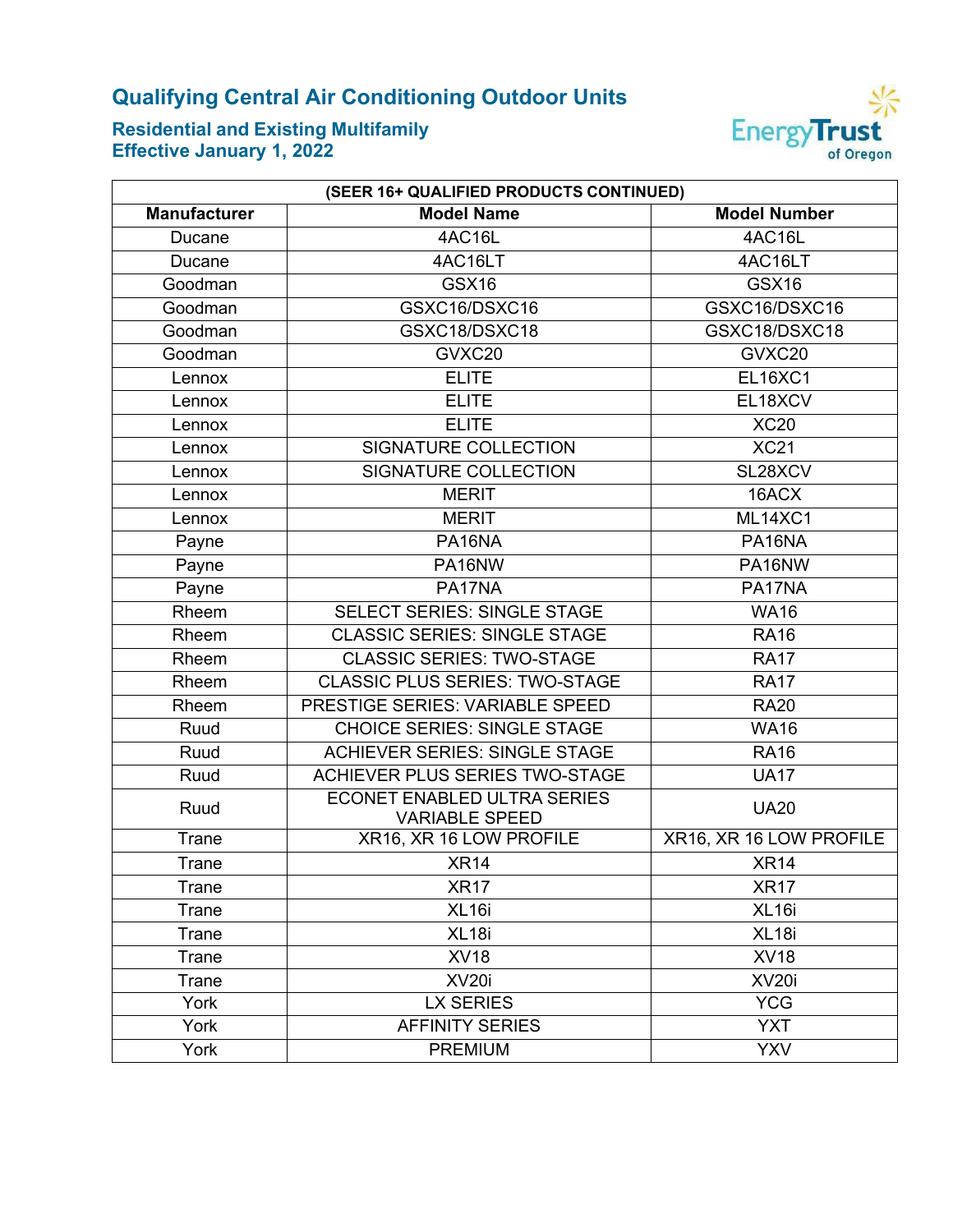# Qualifying Central Air Conditioning Outdoor Units

## Residential and Existing Multifamily
## Effective January 1, 2022

| (SEER 16+ QUALIFIED PRODUCTS CONTINUED) | | |
|---|---|---|
| **Manufacturer** | **Model Name** | **Model Number** |
| Ducane | 4AC16L | 4AC16L |
| Ducane | 4AC16LT | 4AC16LT |
| Goodman | GSX16 | GSX16 |
| Goodman | GSXC16/DSXC16 | GSXC16/DSXC16 |
| Goodman | GSXC18/DSXC18 | GSXC18/DSXC18 |
| Goodman | GVXC20 | GVXC20 |
| Lennox | ELITE | EL16XC1 |
| Lennox | ELITE | EL18XCV |
| Lennox | ELITE | XC20 |
| Lennox | SIGNATURE COLLECTION | XC21 |
| Lennox | SIGNATURE COLLECTION | SL28XCV |
| Lennox | MERIT | 16ACX |
| Lennox | MERIT | ML14XC1 |
| Payne | PA16NA | PA16NA |
| Payne | PA16NW | PA16NW |
| Payne | PA17NA | PA17NA |
| Rheem | SELECT SERIES: SINGLE STAGE | WA16 |
| Rheem | CLASSIC SERIES: SINGLE STAGE | RA16 |
| Rheem | CLASSIC SERIES: TWO-STAGE | RA17 |
| Rheem | CLASSIC PLUS SERIES: TWO-STAGE | RA17 |
| Rheem | PRESTIGE SERIES: VARIABLE SPEED | RA20 |
| Ruud | CHOICE SERIES: SINGLE STAGE | WA16 |
| Ruud | ACHIEVER SERIES: SINGLE STAGE | RA16 |
| Ruud | ACHIEVER PLUS SERIES TWO-STAGE | UA17 |
| Ruud | ECONET ENABLED ULTRA SERIES VARIABLE SPEED | UA20 |
| Trane | XR16, XR 16 LOW PROFILE | XR16, XR 16 LOW PROFILE |
| Trane | XR14 | XR14 |
| Trane | XR17 | XR17 |
| Trane | XL16i | XL16i |
| Trane | XL18i | XL18i |
| Trane | XV18 | XV18 |
| Trane | XV20i | XV20i |
| York | LX SERIES | YCG |
| York | AFFINITY SERIES | YXT |
| York | PREMIUM | YXV |